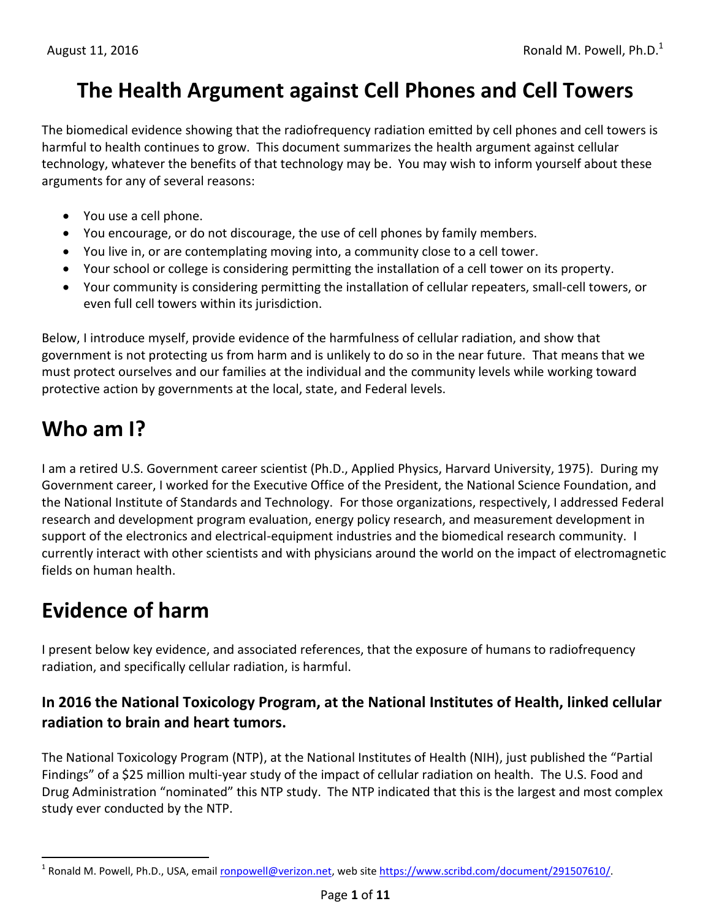August 11, 2016

Ronald M. Powell, Ph.D.[1]

# The Health Argument against Cell Phones and Cell Towers

The biomedical evidence showing that the radiofrequency radiation emitted by cell phones and cell towers is harmful to health continues to grow. This document summarizes the health argument against cellular technology, whatever the benefits of that technology may be. You may wish to inform yourself about these arguments for any of several reasons:

- You use a cell phone.
- You encourage, or do not discourage, the use of cell phones by family members.
- You live in, or are contemplating moving into, a community close to a cell tower.
- Your school or college is considering permitting the installation of a cell tower on its property.
- Your community is considering permitting the installation of cellular repeaters, small-cell towers, or even full cell towers within its jurisdiction.

Below, I introduce myself, provide evidence of the harmfulness of cellular radiation, and show that government is not protecting us from harm and is unlikely to do so in the near future. That means that we must protect ourselves and our families at the individual and the community levels while working toward protective action by governments at the local, state, and Federal levels.

## Who am I?

I am a retired U.S. Government career scientist (Ph.D., Applied Physics, Harvard University, 1975). During my Government career, I worked for the Executive Office of the President, the National Science Foundation, and the National Institute of Standards and Technology. For those organizations, respectively, I addressed Federal research and development program evaluation, energy policy research, and measurement development in support of the electronics and electrical-equipment industries and the biomedical research community. I currently interact with other scientists and with physicians around the world on the impact of electromagnetic fields on human health.

## Evidence of harm

I present below key evidence, and associated references, that the exposure of humans to radiofrequency radiation, and specifically cellular radiation, is harmful.

### In 2016 the National Toxicology Program, at the National Institutes of Health, linked cellular radiation to brain and heart tumors.

The National Toxicology Program (NTP), at the National Institutes of Health (NIH), just published the "Partial Findings" of a $25 million multi-year study of the impact of cellular radiation on health. The U.S. Food and Drug Administration "nominated" this NTP study. The NTP indicated that this is the largest and most complex study ever conducted by the NTP.

---

[1] Ronald M. Powell, Ph.D., USA, email ronpowell@verizon.net, web site https://www.scribd.com/document/291507610/.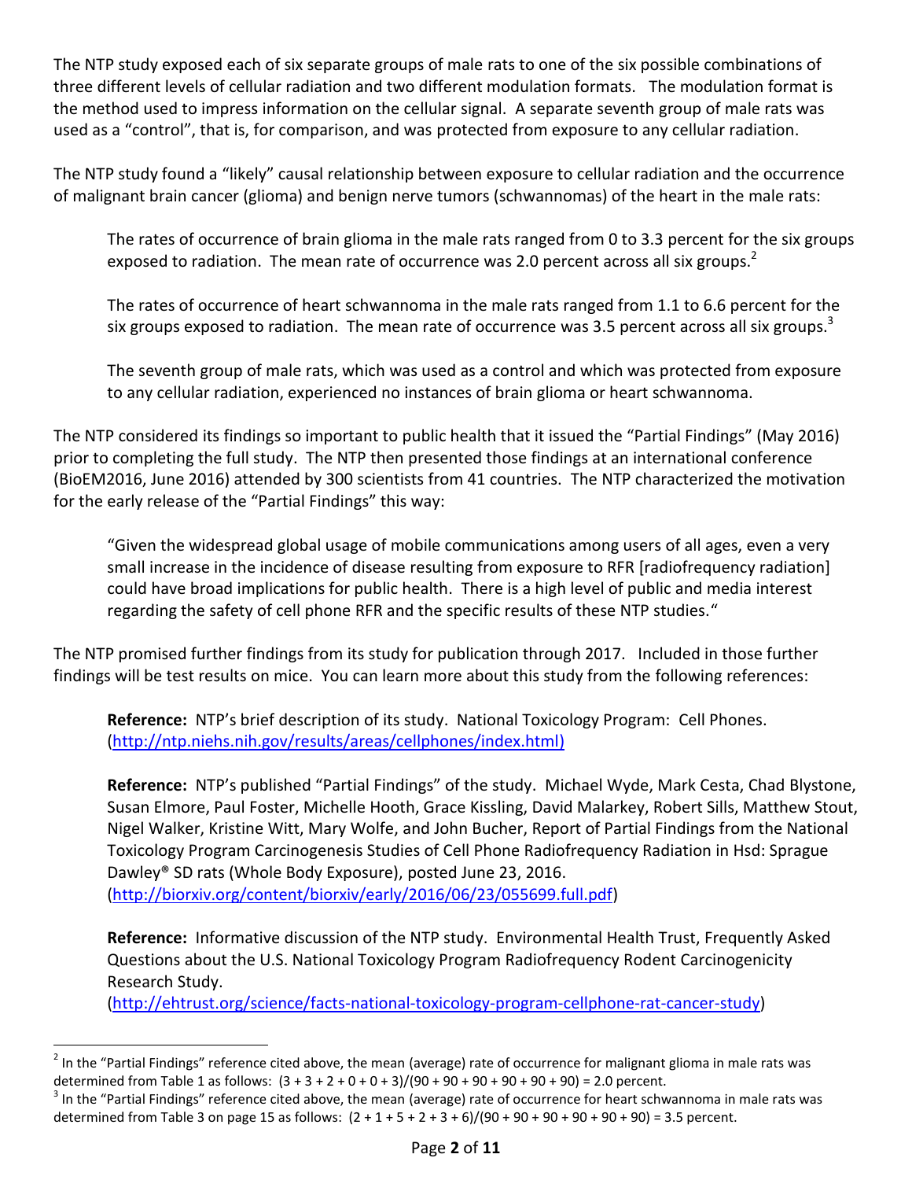The NTP study exposed each of six separate groups of male rats to one of the six possible combinations of three different levels of cellular radiation and two different modulation formats. The modulation format is the method used to impress information on the cellular signal. A separate seventh group of male rats was used as a "control", that is, for comparison, and was protected from exposure to any cellular radiation.

The NTP study found a "likely" causal relationship between exposure to cellular radiation and the occurrence of malignant brain cancer (glioma) and benign nerve tumors (schwannomas) of the heart in the male rats:

> The rates of occurrence of brain glioma in the male rats ranged from 0 to 3.3 percent for the six groups exposed to radiation. The mean rate of occurrence was 2.0 percent across all six groups.[2]
>
> The rates of occurrence of heart schwannoma in the male rats ranged from 1.1 to 6.6 percent for the six groups exposed to radiation. The mean rate of occurrence was 3.5 percent across all six groups.[3]
>
> The seventh group of male rats, which was used as a control and which was protected from exposure to any cellular radiation, experienced no instances of brain glioma or heart schwannoma.

The NTP considered its findings so important to public health that it issued the "Partial Findings" (May 2016) prior to completing the full study. The NTP then presented those findings at an international conference (BioEM2016, June 2016) attended by 300 scientists from 41 countries. The NTP characterized the motivation for the early release of the "Partial Findings" this way:

> "Given the widespread global usage of mobile communications among users of all ages, even a very small increase in the incidence of disease resulting from exposure to RFR [radiofrequency radiation] could have broad implications for public health. There is a high level of public and media interest regarding the safety of cell phone RFR and the specific results of these NTP studies."

The NTP promised further findings from its study for publication through 2017. Included in those further findings will be test results on mice. You can learn more about this study from the following references:

> **Reference:** NTP's brief description of its study. National Toxicology Program: Cell Phones. (http://ntp.niehs.nih.gov/results/areas/cellphones/index.html)
>
> **Reference:** NTP's published "Partial Findings" of the study. Michael Wyde, Mark Cesta, Chad Blystone, Susan Elmore, Paul Foster, Michelle Hooth, Grace Kissling, David Malarkey, Robert Sills, Matthew Stout, Nigel Walker, Kristine Witt, Mary Wolfe, and John Bucher, Report of Partial Findings from the National Toxicology Program Carcinogenesis Studies of Cell Phone Radiofrequency Radiation in Hsd: Sprague Dawley® SD rats (Whole Body Exposure), posted June 23, 2016. (http://biorxiv.org/content/biorxiv/early/2016/06/23/055699.full.pdf)
>
> **Reference:** Informative discussion of the NTP study. Environmental Health Trust, Frequently Asked Questions about the U.S. National Toxicology Program Radiofrequency Rodent Carcinogenicity Research Study. (http://ehtrust.org/science/facts-national-toxicology-program-cellphone-rat-cancer-study)

---

[2] In the "Partial Findings" reference cited above, the mean (average) rate of occurrence for malignant glioma in male rats was determined from Table 1 as follows: (3 + 3 + 2 + 0 + 0 + 3)/(90 + 90 + 90 + 90 + 90 + 90) = 2.0 percent.

[3] In the "Partial Findings" reference cited above, the mean (average) rate of occurrence for heart schwannoma in male rats was determined from Table 3 on page 15 as follows: (2 + 1 + 5 + 2 + 3 + 6)/(90 + 90 + 90 + 90 + 90 + 90) = 3.5 percent.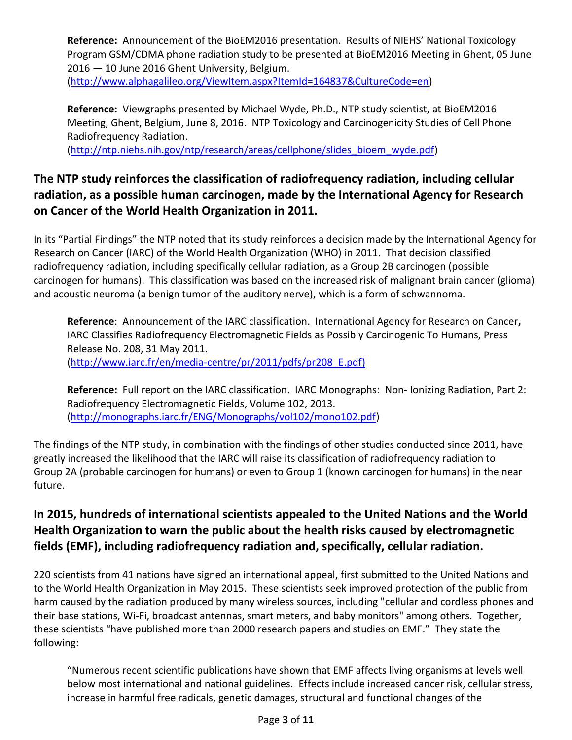**Reference:** Announcement of the BioEM2016 presentation. Results of NIEHS' National Toxicology Program GSM/CDMA phone radiation study to be presented at BioEM2016 Meeting in Ghent, 05 June 2016 — 10 June 2016 Ghent University, Belgium. (http://www.alphagalileo.org/ViewItem.aspx?ItemId=164837&CultureCode=en)

**Reference:** Viewgraphs presented by Michael Wyde, Ph.D., NTP study scientist, at BioEM2016 Meeting, Ghent, Belgium, June 8, 2016. NTP Toxicology and Carcinogenicity Studies of Cell Phone Radiofrequency Radiation. (http://ntp.niehs.nih.gov/ntp/research/areas/cellphone/slides_bioem_wyde.pdf)

## The NTP study reinforces the classification of radiofrequency radiation, including cellular radiation, as a possible human carcinogen, made by the International Agency for Research on Cancer of the World Health Organization in 2011.

In its "Partial Findings" the NTP noted that its study reinforces a decision made by the International Agency for Research on Cancer (IARC) of the World Health Organization (WHO) in 2011. That decision classified radiofrequency radiation, including specifically cellular radiation, as a Group 2B carcinogen (possible carcinogen for humans). This classification was based on the increased risk of malignant brain cancer (glioma) and acoustic neuroma (a benign tumor of the auditory nerve), which is a form of schwannoma.

**Reference**: Announcement of the IARC classification. International Agency for Research on Cancer**,** IARC Classifies Radiofrequency Electromagnetic Fields as Possibly Carcinogenic To Humans, Press Release No. 208, 31 May 2011. (http://www.iarc.fr/en/media-centre/pr/2011/pdfs/pr208_E.pdf)

**Reference:** Full report on the IARC classification. IARC Monographs: Non- Ionizing Radiation, Part 2: Radiofrequency Electromagnetic Fields, Volume 102, 2013. (http://monographs.iarc.fr/ENG/Monographs/vol102/mono102.pdf)

The findings of the NTP study, in combination with the findings of other studies conducted since 2011, have greatly increased the likelihood that the IARC will raise its classification of radiofrequency radiation to Group 2A (probable carcinogen for humans) or even to Group 1 (known carcinogen for humans) in the near future.

## In 2015, hundreds of international scientists appealed to the United Nations and the World Health Organization to warn the public about the health risks caused by electromagnetic fields (EMF), including radiofrequency radiation and, specifically, cellular radiation.

220 scientists from 41 nations have signed an international appeal, first submitted to the United Nations and to the World Health Organization in May 2015. These scientists seek improved protection of the public from harm caused by the radiation produced by many wireless sources, including "cellular and cordless phones and their base stations, Wi-Fi, broadcast antennas, smart meters, and baby monitors" among others. Together, these scientists "have published more than 2000 research papers and studies on EMF." They state the following:

"Numerous recent scientific publications have shown that EMF affects living organisms at levels well below most international and national guidelines. Effects include increased cancer risk, cellular stress, increase in harmful free radicals, genetic damages, structural and functional changes of the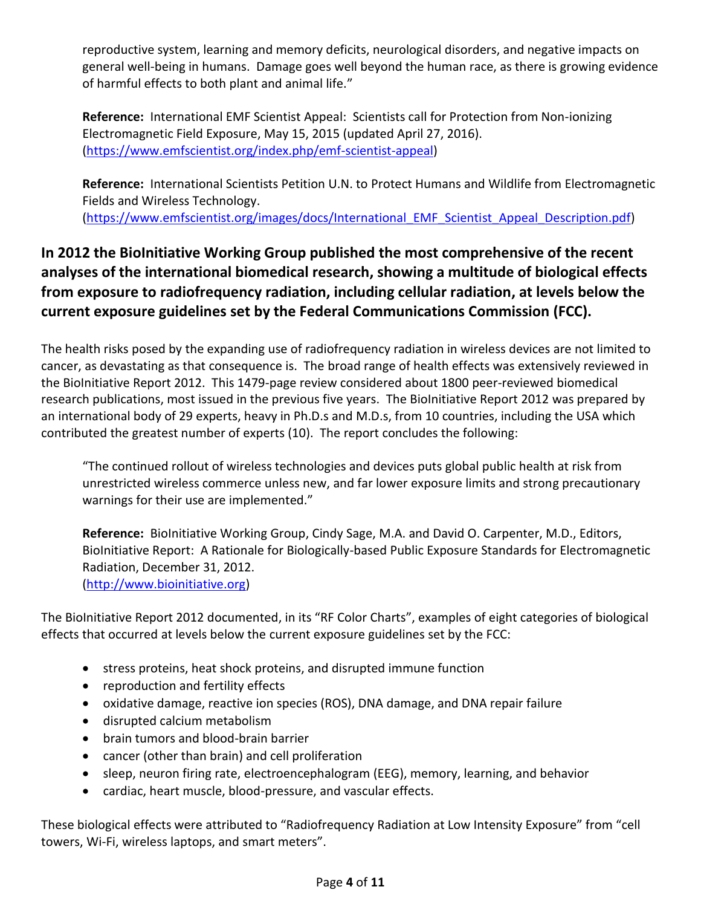reproductive system, learning and memory deficits, neurological disorders, and negative impacts on general well-being in humans. Damage goes well beyond the human race, as there is growing evidence of harmful effects to both plant and animal life."

**Reference:** International EMF Scientist Appeal: Scientists call for Protection from Non-ionizing Electromagnetic Field Exposure, May 15, 2015 (updated April 27, 2016). (https://www.emfscientist.org/index.php/emf-scientist-appeal)

**Reference:** International Scientists Petition U.N. to Protect Humans and Wildlife from Electromagnetic Fields and Wireless Technology. (https://www.emfscientist.org/images/docs/International_EMF_Scientist_Appeal_Description.pdf)

## In 2012 the BioInitiative Working Group published the most comprehensive of the recent analyses of the international biomedical research, showing a multitude of biological effects from exposure to radiofrequency radiation, including cellular radiation, at levels below the current exposure guidelines set by the Federal Communications Commission (FCC).

The health risks posed by the expanding use of radiofrequency radiation in wireless devices are not limited to cancer, as devastating as that consequence is. The broad range of health effects was extensively reviewed in the BioInitiative Report 2012. This 1479-page review considered about 1800 peer-reviewed biomedical research publications, most issued in the previous five years. The BioInitiative Report 2012 was prepared by an international body of 29 experts, heavy in Ph.D.s and M.D.s, from 10 countries, including the USA which contributed the greatest number of experts (10). The report concludes the following:

"The continued rollout of wireless technologies and devices puts global public health at risk from unrestricted wireless commerce unless new, and far lower exposure limits and strong precautionary warnings for their use are implemented."

**Reference:** BioInitiative Working Group, Cindy Sage, M.A. and David O. Carpenter, M.D., Editors, BioInitiative Report: A Rationale for Biologically-based Public Exposure Standards for Electromagnetic Radiation, December 31, 2012. (http://www.bioinitiative.org)

The BioInitiative Report 2012 documented, in its "RF Color Charts", examples of eight categories of biological effects that occurred at levels below the current exposure guidelines set by the FCC:

- stress proteins, heat shock proteins, and disrupted immune function
- reproduction and fertility effects
- oxidative damage, reactive ion species (ROS), DNA damage, and DNA repair failure
- disrupted calcium metabolism
- brain tumors and blood-brain barrier
- cancer (other than brain) and cell proliferation
- sleep, neuron firing rate, electroencephalogram (EEG), memory, learning, and behavior
- cardiac, heart muscle, blood-pressure, and vascular effects.

These biological effects were attributed to "Radiofrequency Radiation at Low Intensity Exposure" from "cell towers, Wi-Fi, wireless laptops, and smart meters".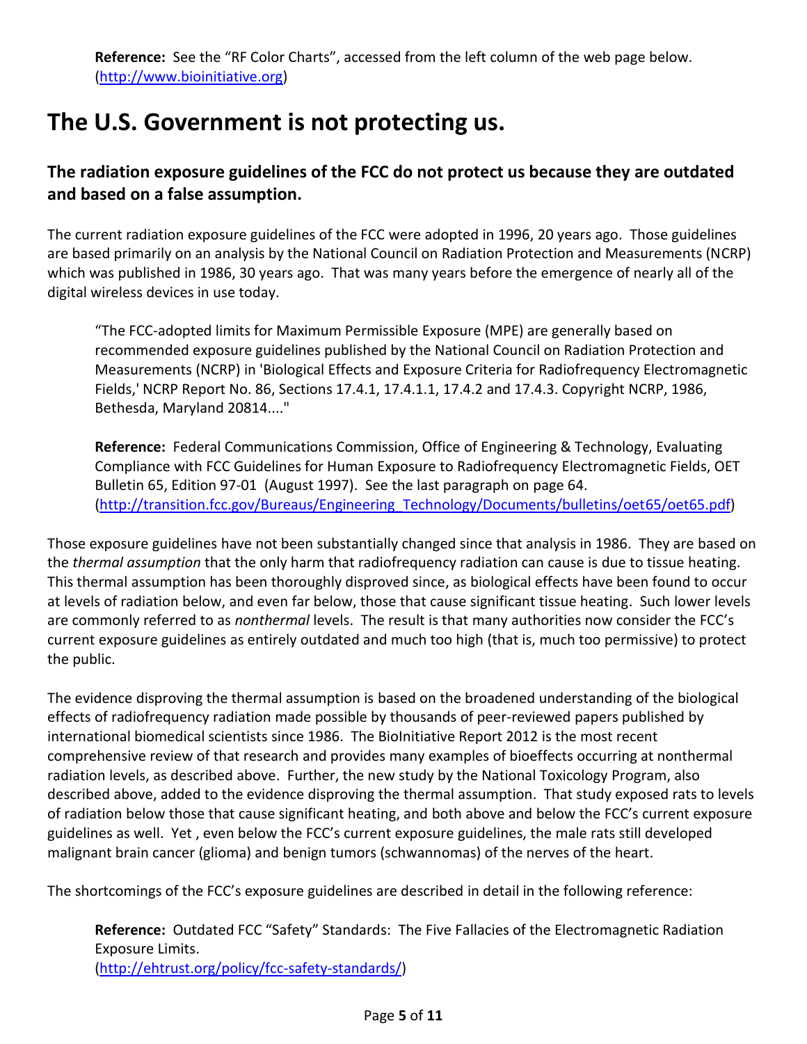**Reference:** See the "RF Color Charts", accessed from the left column of the web page below. (http://www.bioinitiative.org)

# The U.S. Government is not protecting us.

## The radiation exposure guidelines of the FCC do not protect us because they are outdated and based on a false assumption.

The current radiation exposure guidelines of the FCC were adopted in 1996, 20 years ago. Those guidelines are based primarily on an analysis by the National Council on Radiation Protection and Measurements (NCRP) which was published in 1986, 30 years ago. That was many years before the emergence of nearly all of the digital wireless devices in use today.

> "The FCC-adopted limits for Maximum Permissible Exposure (MPE) are generally based on recommended exposure guidelines published by the National Council on Radiation Protection and Measurements (NCRP) in 'Biological Effects and Exposure Criteria for Radiofrequency Electromagnetic Fields,' NCRP Report No. 86, Sections 17.4.1, 17.4.1.1, 17.4.2 and 17.4.3. Copyright NCRP, 1986, Bethesda, Maryland 20814...."
>
> **Reference:** Federal Communications Commission, Office of Engineering & Technology, Evaluating Compliance with FCC Guidelines for Human Exposure to Radiofrequency Electromagnetic Fields, OET Bulletin 65, Edition 97-01 (August 1997). See the last paragraph on page 64. (http://transition.fcc.gov/Bureaus/Engineering_Technology/Documents/bulletins/oet65/oet65.pdf)

Those exposure guidelines have not been substantially changed since that analysis in 1986. They are based on the *thermal assumption* that the only harm that radiofrequency radiation can cause is due to tissue heating. This thermal assumption has been thoroughly disproved since, as biological effects have been found to occur at levels of radiation below, and even far below, those that cause significant tissue heating. Such lower levels are commonly referred to as *nonthermal* levels. The result is that many authorities now consider the FCC's current exposure guidelines as entirely outdated and much too high (that is, much too permissive) to protect the public.

The evidence disproving the thermal assumption is based on the broadened understanding of the biological effects of radiofrequency radiation made possible by thousands of peer-reviewed papers published by international biomedical scientists since 1986. The BioInitiative Report 2012 is the most recent comprehensive review of that research and provides many examples of bioeffects occurring at nonthermal radiation levels, as described above. Further, the new study by the National Toxicology Program, also described above, added to the evidence disproving the thermal assumption. That study exposed rats to levels of radiation below those that cause significant heating, and both above and below the FCC's current exposure guidelines as well. Yet , even below the FCC's current exposure guidelines, the male rats still developed malignant brain cancer (glioma) and benign tumors (schwannomas) of the nerves of the heart.

The shortcomings of the FCC's exposure guidelines are described in detail in the following reference:

> **Reference:** Outdated FCC "Safety" Standards: The Five Fallacies of the Electromagnetic Radiation Exposure Limits.
> (http://ehtrust.org/policy/fcc-safety-standards/)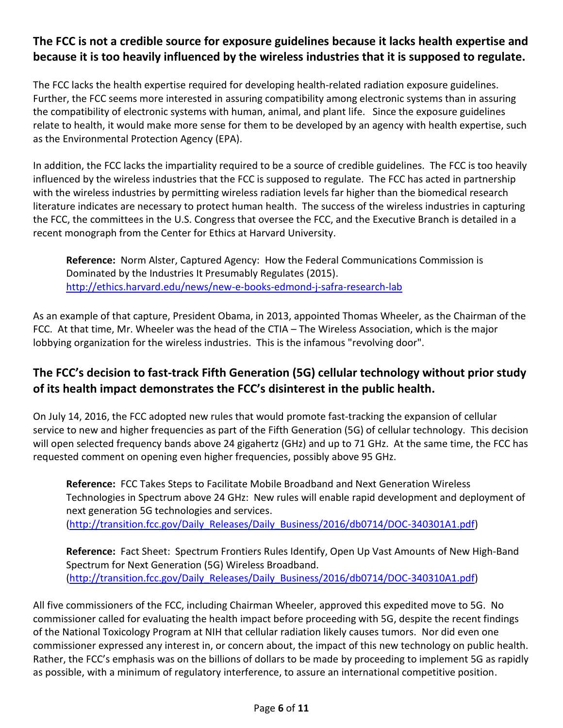## The FCC is not a credible source for exposure guidelines because it lacks health expertise and because it is too heavily influenced by the wireless industries that it is supposed to regulate.

The FCC lacks the health expertise required for developing health-related radiation exposure guidelines. Further, the FCC seems more interested in assuring compatibility among electronic systems than in assuring the compatibility of electronic systems with human, animal, and plant life. Since the exposure guidelines relate to health, it would make more sense for them to be developed by an agency with health expertise, such as the Environmental Protection Agency (EPA).

In addition, the FCC lacks the impartiality required to be a source of credible guidelines. The FCC is too heavily influenced by the wireless industries that the FCC is supposed to regulate. The FCC has acted in partnership with the wireless industries by permitting wireless radiation levels far higher than the biomedical research literature indicates are necessary to protect human health. The success of the wireless industries in capturing the FCC, the committees in the U.S. Congress that oversee the FCC, and the Executive Branch is detailed in a recent monograph from the Center for Ethics at Harvard University.

> **Reference:** Norm Alster, Captured Agency: How the Federal Communications Commission is Dominated by the Industries It Presumably Regulates (2015). http://ethics.harvard.edu/news/new-e-books-edmond-j-safra-research-lab

As an example of that capture, President Obama, in 2013, appointed Thomas Wheeler, as the Chairman of the FCC. At that time, Mr. Wheeler was the head of the CTIA – The Wireless Association, which is the major lobbying organization for the wireless industries. This is the infamous "revolving door".

## The FCC's decision to fast-track Fifth Generation (5G) cellular technology without prior study of its health impact demonstrates the FCC's disinterest in the public health.

On July 14, 2016, the FCC adopted new rules that would promote fast-tracking the expansion of cellular service to new and higher frequencies as part of the Fifth Generation (5G) of cellular technology. This decision will open selected frequency bands above 24 gigahertz (GHz) and up to 71 GHz. At the same time, the FCC has requested comment on opening even higher frequencies, possibly above 95 GHz.

> **Reference:** FCC Takes Steps to Facilitate Mobile Broadband and Next Generation Wireless Technologies in Spectrum above 24 GHz: New rules will enable rapid development and deployment of next generation 5G technologies and services. (http://transition.fcc.gov/Daily_Releases/Daily_Business/2016/db0714/DOC-340301A1.pdf)

> **Reference:** Fact Sheet: Spectrum Frontiers Rules Identify, Open Up Vast Amounts of New High-Band Spectrum for Next Generation (5G) Wireless Broadband. (http://transition.fcc.gov/Daily_Releases/Daily_Business/2016/db0714/DOC-340310A1.pdf)

All five commissioners of the FCC, including Chairman Wheeler, approved this expedited move to 5G. No commissioner called for evaluating the health impact before proceeding with 5G, despite the recent findings of the National Toxicology Program at NIH that cellular radiation likely causes tumors. Nor did even one commissioner expressed any interest in, or concern about, the impact of this new technology on public health. Rather, the FCC's emphasis was on the billions of dollars to be made by proceeding to implement 5G as rapidly as possible, with a minimum of regulatory interference, to assure an international competitive position.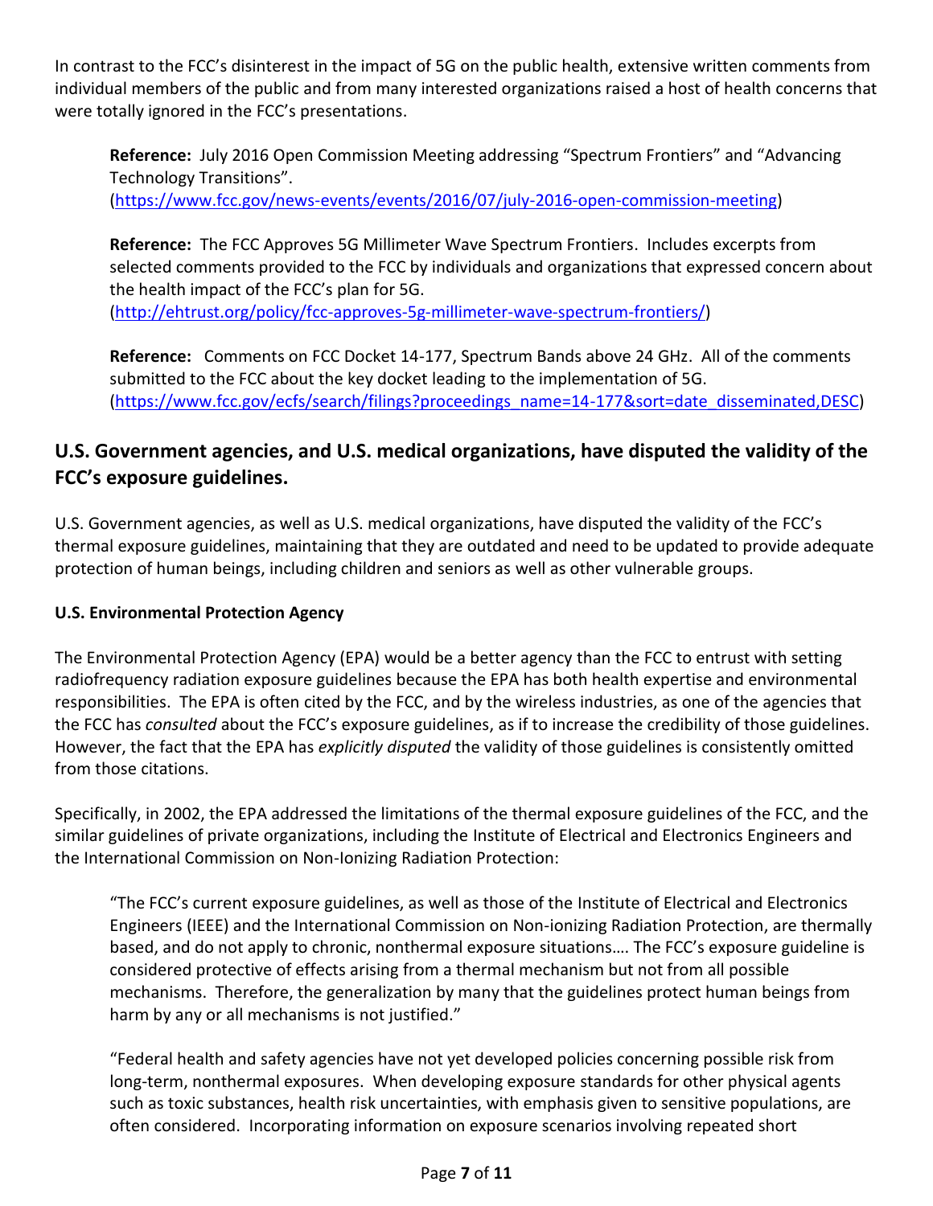In contrast to the FCC's disinterest in the impact of 5G on the public health, extensive written comments from individual members of the public and from many interested organizations raised a host of health concerns that were totally ignored in the FCC's presentations.

> **Reference:** July 2016 Open Commission Meeting addressing "Spectrum Frontiers" and "Advancing Technology Transitions". (https://www.fcc.gov/news-events/events/2016/07/july-2016-open-commission-meeting)
>
> **Reference:** The FCC Approves 5G Millimeter Wave Spectrum Frontiers. Includes excerpts from selected comments provided to the FCC by individuals and organizations that expressed concern about the health impact of the FCC's plan for 5G. (http://ehtrust.org/policy/fcc-approves-5g-millimeter-wave-spectrum-frontiers/)
>
> **Reference:** Comments on FCC Docket 14-177, Spectrum Bands above 24 GHz. All of the comments submitted to the FCC about the key docket leading to the implementation of 5G. (https://www.fcc.gov/ecfs/search/filings?proceedings_name=14-177&sort=date_disseminated,DESC)

## U.S. Government agencies, and U.S. medical organizations, have disputed the validity of the FCC's exposure guidelines.

U.S. Government agencies, as well as U.S. medical organizations, have disputed the validity of the FCC's thermal exposure guidelines, maintaining that they are outdated and need to be updated to provide adequate protection of human beings, including children and seniors as well as other vulnerable groups.

### U.S. Environmental Protection Agency

The Environmental Protection Agency (EPA) would be a better agency than the FCC to entrust with setting radiofrequency radiation exposure guidelines because the EPA has both health expertise and environmental responsibilities. The EPA is often cited by the FCC, and by the wireless industries, as one of the agencies that the FCC has *consulted* about the FCC's exposure guidelines, as if to increase the credibility of those guidelines. However, the fact that the EPA has *explicitly disputed* the validity of those guidelines is consistently omitted from those citations.

Specifically, in 2002, the EPA addressed the limitations of the thermal exposure guidelines of the FCC, and the similar guidelines of private organizations, including the Institute of Electrical and Electronics Engineers and the International Commission on Non-Ionizing Radiation Protection:

> "The FCC's current exposure guidelines, as well as those of the Institute of Electrical and Electronics Engineers (IEEE) and the International Commission on Non-ionizing Radiation Protection, are thermally based, and do not apply to chronic, nonthermal exposure situations…. The FCC's exposure guideline is considered protective of effects arising from a thermal mechanism but not from all possible mechanisms. Therefore, the generalization by many that the guidelines protect human beings from harm by any or all mechanisms is not justified."
>
> "Federal health and safety agencies have not yet developed policies concerning possible risk from long-term, nonthermal exposures. When developing exposure standards for other physical agents such as toxic substances, health risk uncertainties, with emphasis given to sensitive populations, are often considered. Incorporating information on exposure scenarios involving repeated short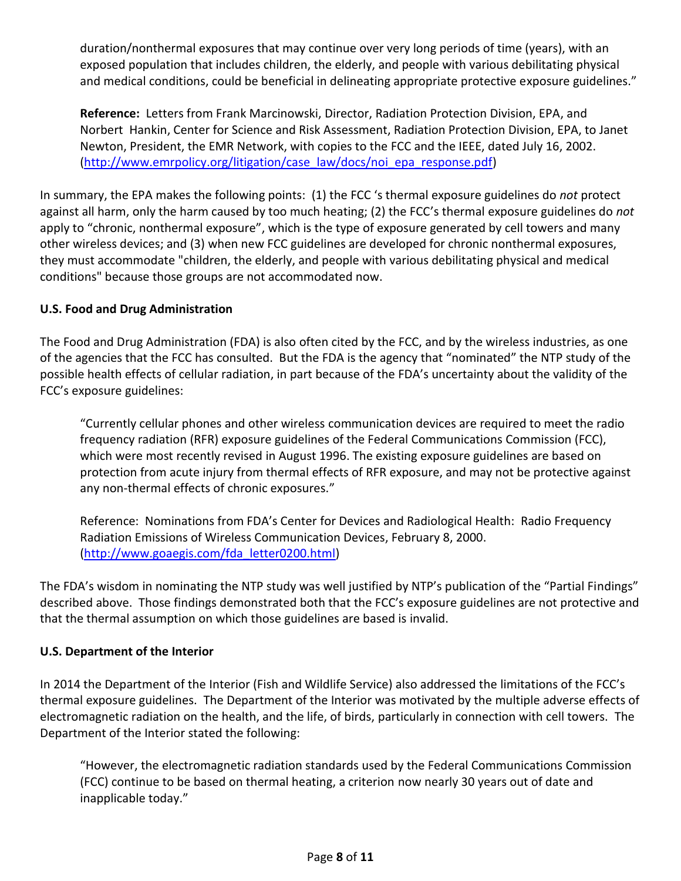duration/nonthermal exposures that may continue over very long periods of time (years), with an exposed population that includes children, the elderly, and people with various debilitating physical and medical conditions, could be beneficial in delineating appropriate protective exposure guidelines."

> **Reference:** Letters from Frank Marcinowski, Director, Radiation Protection Division, EPA, and Norbert Hankin, Center for Science and Risk Assessment, Radiation Protection Division, EPA, to Janet Newton, President, the EMR Network, with copies to the FCC and the IEEE, dated July 16, 2002. (http://www.emrpolicy.org/litigation/case_law/docs/noi_epa_response.pdf)

In summary, the EPA makes the following points: (1) the FCC 's thermal exposure guidelines do *not* protect against all harm, only the harm caused by too much heating; (2) the FCC's thermal exposure guidelines do *not* apply to "chronic, nonthermal exposure", which is the type of exposure generated by cell towers and many other wireless devices; and (3) when new FCC guidelines are developed for chronic nonthermal exposures, they must accommodate "children, the elderly, and people with various debilitating physical and medical conditions" because those groups are not accommodated now.

**U.S. Food and Drug Administration**

The Food and Drug Administration (FDA) is also often cited by the FCC, and by the wireless industries, as one of the agencies that the FCC has consulted. But the FDA is the agency that "nominated" the NTP study of the possible health effects of cellular radiation, in part because of the FDA's uncertainty about the validity of the FCC's exposure guidelines:

> "Currently cellular phones and other wireless communication devices are required to meet the radio frequency radiation (RFR) exposure guidelines of the Federal Communications Commission (FCC), which were most recently revised in August 1996. The existing exposure guidelines are based on protection from acute injury from thermal effects of RFR exposure, and may not be protective against any non-thermal effects of chronic exposures."
>
> Reference: Nominations from FDA's Center for Devices and Radiological Health: Radio Frequency Radiation Emissions of Wireless Communication Devices, February 8, 2000. (http://www.goaegis.com/fda_letter0200.html)

The FDA's wisdom in nominating the NTP study was well justified by NTP's publication of the "Partial Findings" described above. Those findings demonstrated both that the FCC's exposure guidelines are not protective and that the thermal assumption on which those guidelines are based is invalid.

**U.S. Department of the Interior**

In 2014 the Department of the Interior (Fish and Wildlife Service) also addressed the limitations of the FCC's thermal exposure guidelines. The Department of the Interior was motivated by the multiple adverse effects of electromagnetic radiation on the health, and the life, of birds, particularly in connection with cell towers. The Department of the Interior stated the following:

> "However, the electromagnetic radiation standards used by the Federal Communications Commission (FCC) continue to be based on thermal heating, a criterion now nearly 30 years out of date and inapplicable today."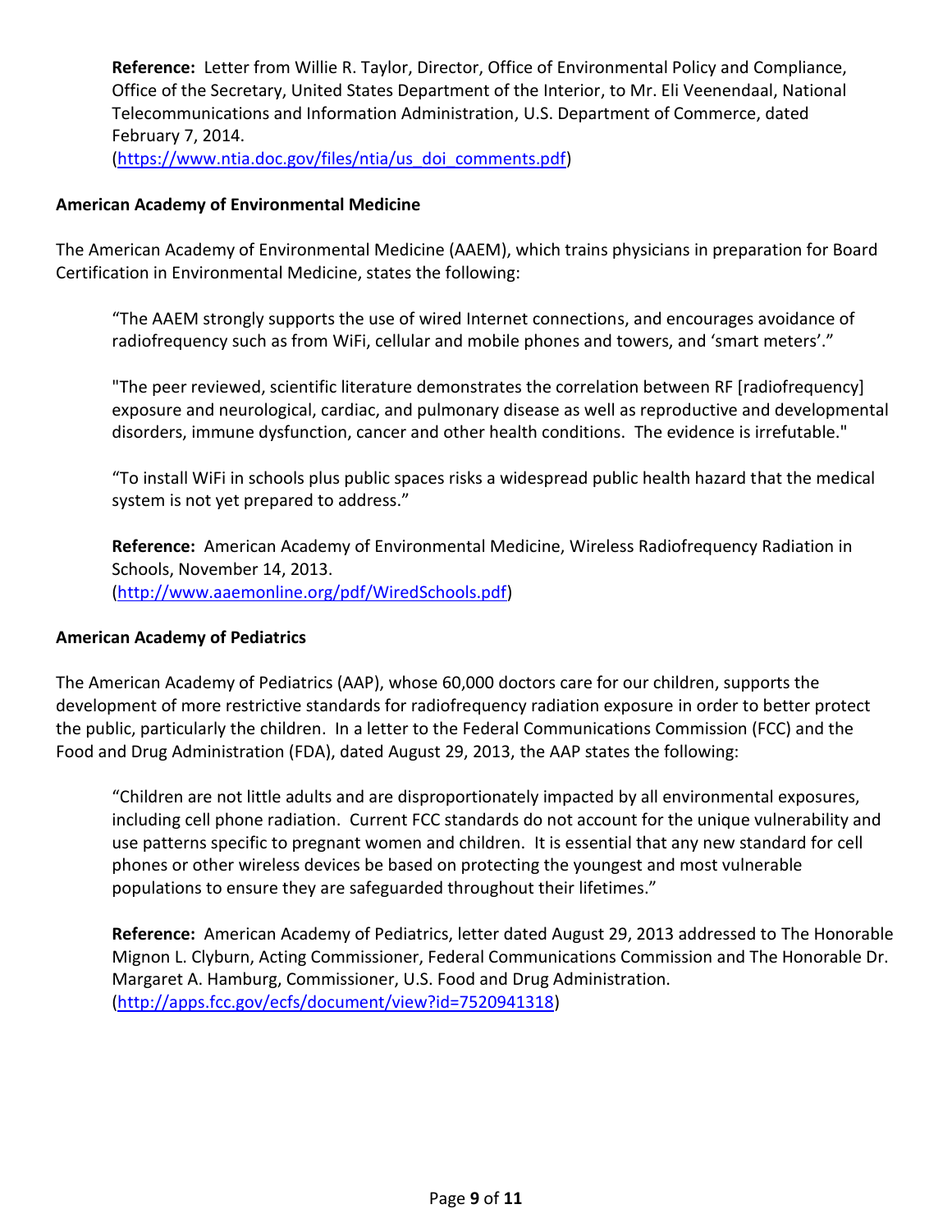**Reference:** Letter from Willie R. Taylor, Director, Office of Environmental Policy and Compliance, Office of the Secretary, United States Department of the Interior, to Mr. Eli Veenendaal, National Telecommunications and Information Administration, U.S. Department of Commerce, dated February 7, 2014. (https://www.ntia.doc.gov/files/ntia/us_doi_comments.pdf)

### American Academy of Environmental Medicine

The American Academy of Environmental Medicine (AAEM), which trains physicians in preparation for Board Certification in Environmental Medicine, states the following:

> "The AAEM strongly supports the use of wired Internet connections, and encourages avoidance of radiofrequency such as from WiFi, cellular and mobile phones and towers, and 'smart meters'."
>
> "The peer reviewed, scientific literature demonstrates the correlation between RF [radiofrequency] exposure and neurological, cardiac, and pulmonary disease as well as reproductive and developmental disorders, immune dysfunction, cancer and other health conditions. The evidence is irrefutable."
>
> "To install WiFi in schools plus public spaces risks a widespread public health hazard that the medical system is not yet prepared to address."
>
> **Reference:** American Academy of Environmental Medicine, Wireless Radiofrequency Radiation in Schools, November 14, 2013. (http://www.aaemonline.org/pdf/WiredSchools.pdf)

### American Academy of Pediatrics

The American Academy of Pediatrics (AAP), whose 60,000 doctors care for our children, supports the development of more restrictive standards for radiofrequency radiation exposure in order to better protect the public, particularly the children. In a letter to the Federal Communications Commission (FCC) and the Food and Drug Administration (FDA), dated August 29, 2013, the AAP states the following:

> "Children are not little adults and are disproportionately impacted by all environmental exposures, including cell phone radiation. Current FCC standards do not account for the unique vulnerability and use patterns specific to pregnant women and children. It is essential that any new standard for cell phones or other wireless devices be based on protecting the youngest and most vulnerable populations to ensure they are safeguarded throughout their lifetimes."
>
> **Reference:** American Academy of Pediatrics, letter dated August 29, 2013 addressed to The Honorable Mignon L. Clyburn, Acting Commissioner, Federal Communications Commission and The Honorable Dr. Margaret A. Hamburg, Commissioner, U.S. Food and Drug Administration. (http://apps.fcc.gov/ecfs/document/view?id=7520941318)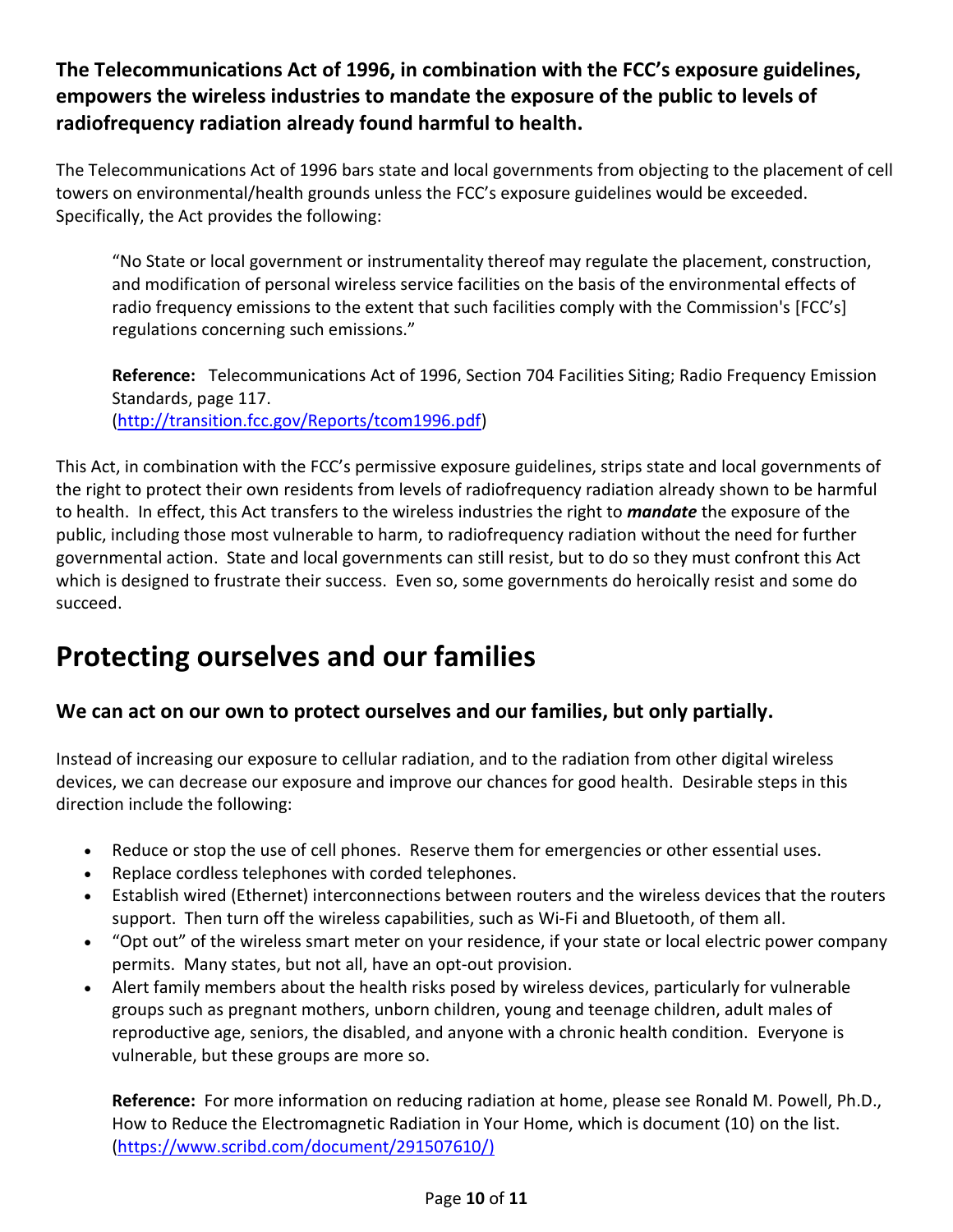**The Telecommunications Act of 1996, in combination with the FCC's exposure guidelines, empowers the wireless industries to mandate the exposure of the public to levels of radiofrequency radiation already found harmful to health.**

The Telecommunications Act of 1996 bars state and local governments from objecting to the placement of cell towers on environmental/health grounds unless the FCC's exposure guidelines would be exceeded. Specifically, the Act provides the following:

> "No State or local government or instrumentality thereof may regulate the placement, construction, and modification of personal wireless service facilities on the basis of the environmental effects of radio frequency emissions to the extent that such facilities comply with the Commission's [FCC's] regulations concerning such emissions."
>
> **Reference:** Telecommunications Act of 1996, Section 704 Facilities Siting; Radio Frequency Emission Standards, page 117. (http://transition.fcc.gov/Reports/tcom1996.pdf)

This Act, in combination with the FCC's permissive exposure guidelines, strips state and local governments of the right to protect their own residents from levels of radiofrequency radiation already shown to be harmful to health. In effect, this Act transfers to the wireless industries the right to ***mandate*** the exposure of the public, including those most vulnerable to harm, to radiofrequency radiation without the need for further governmental action. State and local governments can still resist, but to do so they must confront this Act which is designed to frustrate their success. Even so, some governments do heroically resist and some do succeed.

# Protecting ourselves and our families

## We can act on our own to protect ourselves and our families, but only partially.

Instead of increasing our exposure to cellular radiation, and to the radiation from other digital wireless devices, we can decrease our exposure and improve our chances for good health. Desirable steps in this direction include the following:

- Reduce or stop the use of cell phones. Reserve them for emergencies or other essential uses.
- Replace cordless telephones with corded telephones.
- Establish wired (Ethernet) interconnections between routers and the wireless devices that the routers support. Then turn off the wireless capabilities, such as Wi-Fi and Bluetooth, of them all.
- "Opt out" of the wireless smart meter on your residence, if your state or local electric power company permits. Many states, but not all, have an opt-out provision.
- Alert family members about the health risks posed by wireless devices, particularly for vulnerable groups such as pregnant mothers, unborn children, young and teenage children, adult males of reproductive age, seniors, the disabled, and anyone with a chronic health condition. Everyone is vulnerable, but these groups are more so.

  **Reference:** For more information on reducing radiation at home, please see Ronald M. Powell, Ph.D., How to Reduce the Electromagnetic Radiation in Your Home, which is document (10) on the list. (https://www.scribd.com/document/291507610/)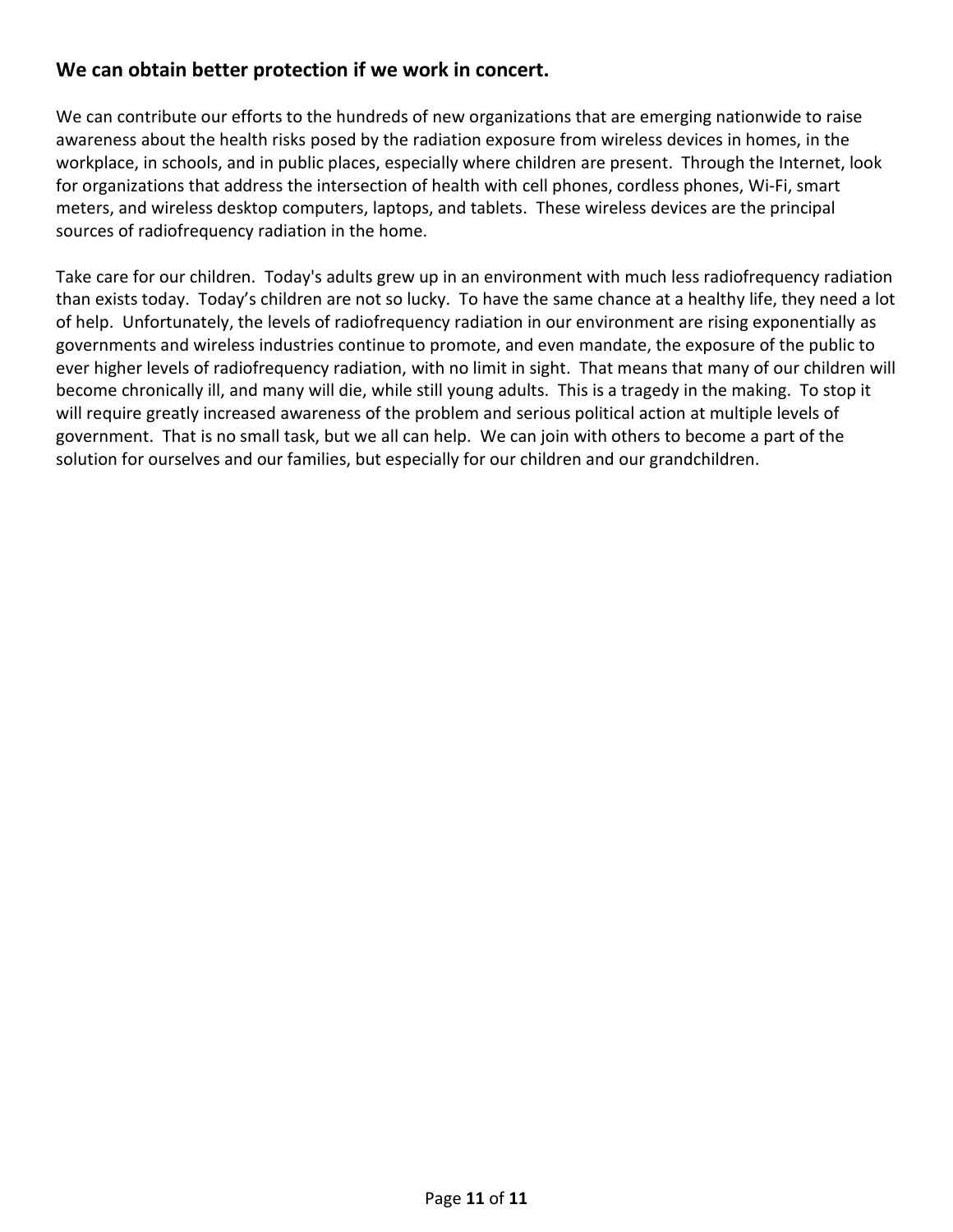### We can obtain better protection if we work in concert.

We can contribute our efforts to the hundreds of new organizations that are emerging nationwide to raise awareness about the health risks posed by the radiation exposure from wireless devices in homes, in the workplace, in schools, and in public places, especially where children are present. Through the Internet, look for organizations that address the intersection of health with cell phones, cordless phones, Wi-Fi, smart meters, and wireless desktop computers, laptops, and tablets. These wireless devices are the principal sources of radiofrequency radiation in the home.

Take care for our children. Today's adults grew up in an environment with much less radiofrequency radiation than exists today. Today's children are not so lucky. To have the same chance at a healthy life, they need a lot of help. Unfortunately, the levels of radiofrequency radiation in our environment are rising exponentially as governments and wireless industries continue to promote, and even mandate, the exposure of the public to ever higher levels of radiofrequency radiation, with no limit in sight. That means that many of our children will become chronically ill, and many will die, while still young adults. This is a tragedy in the making. To stop it will require greatly increased awareness of the problem and serious political action at multiple levels of government. That is no small task, but we all can help. We can join with others to become a part of the solution for ourselves and our families, but especially for our children and our grandchildren.